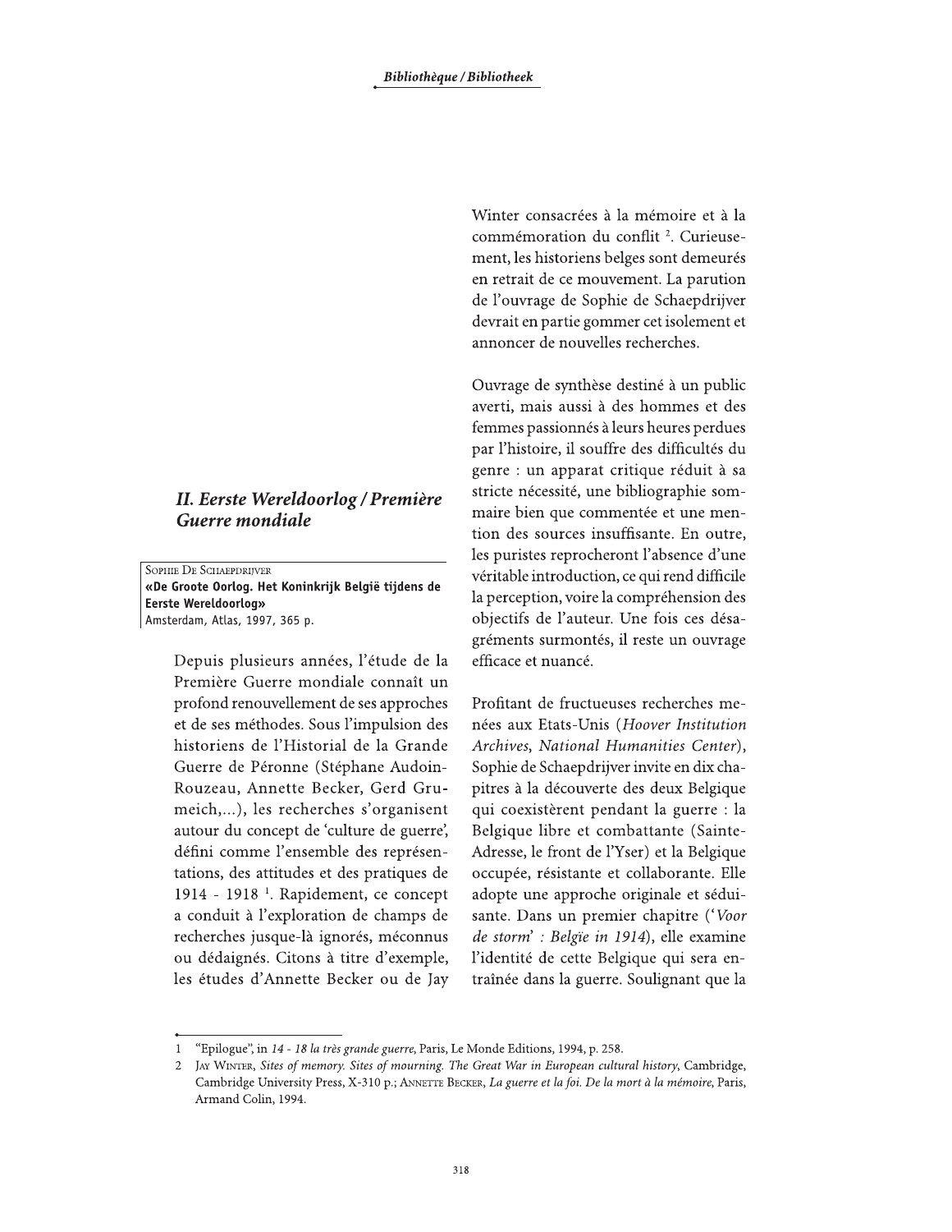## II. Eerste Wereldoorlog / Première Guerre mondiale

SOPHIE DE SCHAEPDRIJVER
**«De Groote Oorlog. Het Koninkrijk België tijdens de Eerste Wereldoorlog»**
Amsterdam, Atlas, 1997, 365 p.

Depuis plusieurs années, l'étude de la Première Guerre mondiale connaît un profond renouvellement de ses approches et de ses méthodes. Sous l'impulsion des historiens de l'Historial de la Grande Guerre de Péronne (Stéphane Audoin-Rouzeau, Annette Becker, Gerd Grumeich,...), les recherches s'organisent autour du concept de 'culture de guerre', défini comme l'ensemble des représentations, des attitudes et des pratiques de 1914 - 1918 [1]. Rapidement, ce concept a conduit à l'exploration de champs de recherches jusque-là ignorés, méconnus ou dédaignés. Citons à titre d'exemple, les études d'Annette Becker ou de Jay Winter consacrées à la mémoire et à la commémoration du conflit [2]. Curieusement, les historiens belges sont demeurés en retrait de ce mouvement. La parution de l'ouvrage de Sophie de Schaepdrijver devrait en partie gommer cet isolement et annoncer de nouvelles recherches.

Ouvrage de synthèse destiné à un public averti, mais aussi à des hommes et des femmes passionnés à leurs heures perdues par l'histoire, il souffre des difficultés du genre : un apparat critique réduit à sa stricte nécessité, une bibliographie sommaire bien que commentée et une mention des sources insuffisante. En outre, les puristes reprocheront l'absence d'une véritable introduction, ce qui rend difficile la perception, voire la compréhension des objectifs de l'auteur. Une fois ces désagréments surmontés, il reste un ouvrage efficace et nuancé.

Profitant de fructueuses recherches menées aux Etats-Unis (*Hoover Institution Archives, National Humanities Center*), Sophie de Schaepdrijver invite en dix chapitres à la découverte des deux Belgique qui coexistèrent pendant la guerre : la Belgique libre et combattante (Sainte-Adresse, le front de l'Yser) et la Belgique occupée, résistante et collaborante. Elle adopte une approche originale et séduisante. Dans un premier chapitre ('*Voor de storm*' : *België in 1914*), elle examine l'identité de cette Belgique qui sera entraînée dans la guerre. Soulignant que la

---

1 "Epilogue", in *14 - 18 la très grande guerre*, Paris, Le Monde Editions, 1994, p. 258.

2 JAY WINTER, *Sites of memory. Sites of mourning. The Great War in European cultural history*, Cambridge, Cambridge University Press, X-310 p.; ANNETTE BECKER, *La guerre et la foi. De la mort à la mémoire*, Paris, Armand Colin, 1994.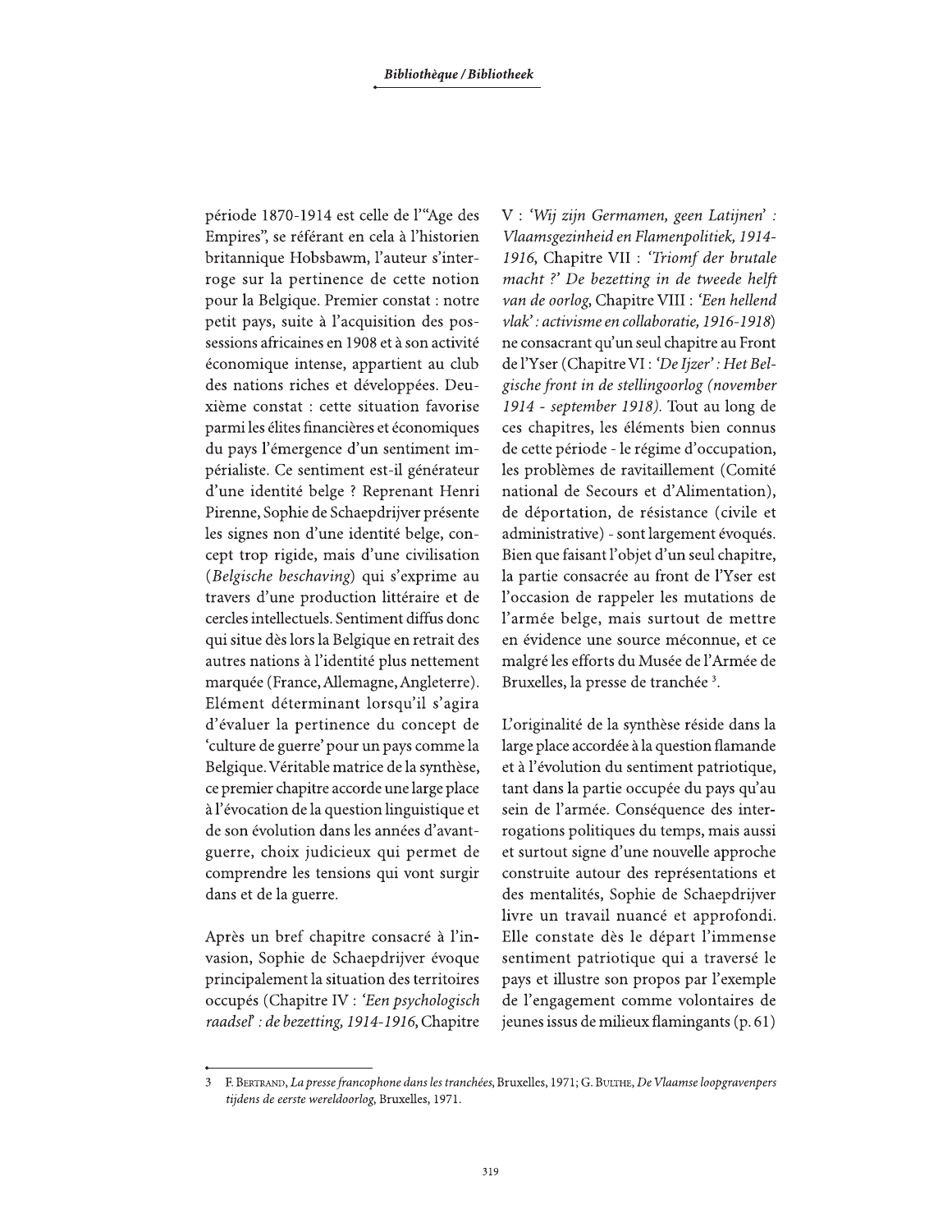période 1870-1914 est celle de l'"Age des Empires", se référant en cela à l'historien britannique Hobsbawm, l'auteur s'interroge sur la pertinence de cette notion pour la Belgique. Premier constat : notre petit pays, suite à l'acquisition des possessions africaines en 1908 et à son activité économique intense, appartient au club des nations riches et développées. Deuxième constat : cette situation favorise parmi les élites financières et économiques du pays l'émergence d'un sentiment impérialiste. Ce sentiment est-il générateur d'une identité belge ? Reprenant Henri Pirenne, Sophie de Schaepdrijver présente les signes non d'une identité belge, concept trop rigide, mais d'une civilisation (*Belgische beschaving*) qui s'exprime au travers d'une production littéraire et de cercles intellectuels. Sentiment diffus donc qui situe dès lors la Belgique en retrait des autres nations à l'identité plus nettement marquée (France, Allemagne, Angleterre). Elément déterminant lorsqu'il s'agira d'évaluer la pertinence du concept de 'culture de guerre' pour un pays comme la Belgique. Véritable matrice de la synthèse, ce premier chapitre accorde une large place à l'évocation de la question linguistique et de son évolution dans les années d'avant-guerre, choix judicieux qui permet de comprendre les tensions qui vont surgir dans et de la guerre.

Après un bref chapitre consacré à l'invasion, Sophie de Schaepdrijver évoque principalement la situation des territoires occupés (Chapitre IV : *'Een psychologisch raadsel' : de bezetting, 1914-1916*, Chapitre V : *'Wij zijn Germamen, geen Latijnen' : Vlaamsgezinheid en Flamenpolitiek, 1914-1916*, Chapitre VII : *'Triomf der brutale macht ?' De bezetting in de tweede helft van de oorlog*, Chapitre VIII : *'Een hellend vlak' : activisme en collaboratie, 1916-1918*) ne consacrant qu'un seul chapitre au Front de l'Yser (Chapitre VI : *'De Ijzer' : Het Belgische front in de stellingoorlog (november 1914 - september 1918)*. Tout au long de ces chapitres, les éléments bien connus de cette période - le régime d'occupation, les problèmes de ravitaillement (Comité national de Secours et d'Alimentation), de déportation, de résistance (civile et administrative) - sont largement évoqués. Bien que faisant l'objet d'un seul chapitre, la partie consacrée au front de l'Yser est l'occasion de rappeler les mutations de l'armée belge, mais surtout de mettre en évidence une source méconnue, et ce malgré les efforts du Musée de l'Armée de Bruxelles, la presse de tranchée [3].

L'originalité de la synthèse réside dans la large place accordée à la question flamande et à l'évolution du sentiment patriotique, tant dans la partie occupée du pays qu'au sein de l'armée. Conséquence des interrogations politiques du temps, mais aussi et surtout signe d'une nouvelle approche construite autour des représentations et des mentalités, Sophie de Schaepdrijver livre un travail nuancé et approfondi. Elle constate dès le départ l'immense sentiment patriotique qui a traversé le pays et illustre son propos par l'exemple de l'engagement comme volontaires de jeunes issus de milieux flamingants (p. 61)

---

3 F. Bertrand, *La presse francophone dans les tranchées*, Bruxelles, 1971; G. Bulthe, *De Vlaamse loopgravenpers tijdens de eerste wereldoorlog*, Bruxelles, 1971.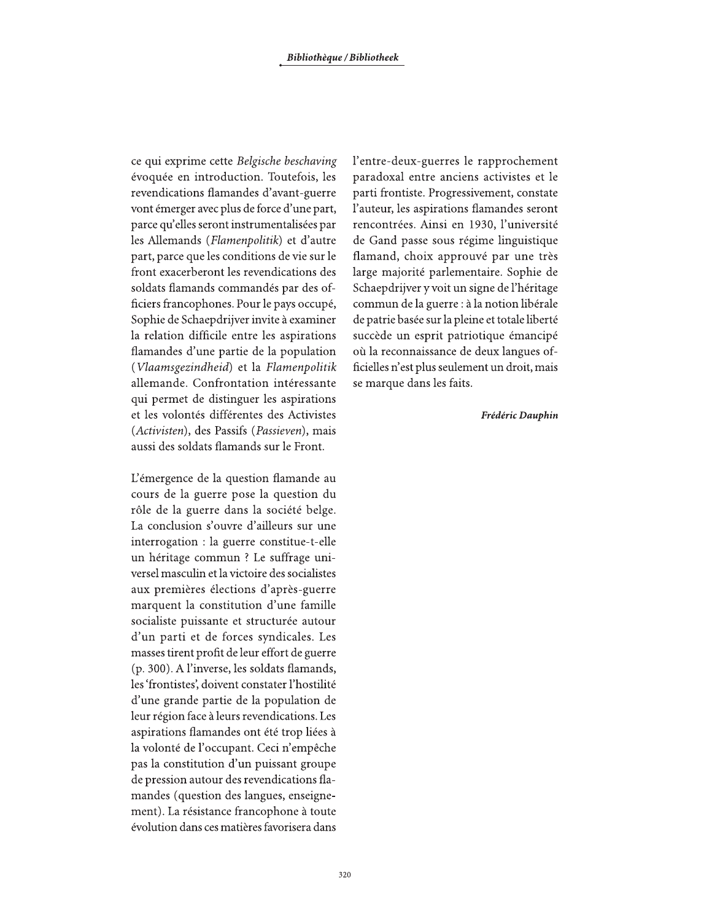ce qui exprime cette *Belgische beschaving* évoquée en introduction. Toutefois, les revendications flamandes d'avant-guerre vont émerger avec plus de force d'une part, parce qu'elles seront instrumentalisées par les Allemands (*Flamenpolitik*) et d'autre part, parce que les conditions de vie sur le front exacerberont les revendications des soldats flamands commandés par des officiers francophones. Pour le pays occupé, Sophie de Schaepdrijver invite à examiner la relation difficile entre les aspirations flamandes d'une partie de la population (*Vlaamsgezindheid*) et la *Flamenpolitik* allemande. Confrontation intéressante qui permet de distinguer les aspirations et les volontés différentes des Activistes (*Activisten*), des Passifs (*Passieven*), mais aussi des soldats flamands sur le Front.

L'émergence de la question flamande au cours de la guerre pose la question du rôle de la guerre dans la société belge. La conclusion s'ouvre d'ailleurs sur une interrogation : la guerre constitue-t-elle un héritage commun ? Le suffrage universel masculin et la victoire des socialistes aux premières élections d'après-guerre marquent la constitution d'une famille socialiste puissante et structurée autour d'un parti et de forces syndicales. Les masses tirent profit de leur effort de guerre (p. 300). A l'inverse, les soldats flamands, les 'frontistes', doivent constater l'hostilité d'une grande partie de la population de leur région face à leurs revendications. Les aspirations flamandes ont été trop liées à la volonté de l'occupant. Ceci n'empêche pas la constitution d'un puissant groupe de pression autour des revendications flamandes (question des langues, enseignement). La résistance francophone à toute évolution dans ces matières favorisera dans l'entre-deux-guerres le rapprochement paradoxal entre anciens activistes et le parti frontiste. Progressivement, constate l'auteur, les aspirations flamandes seront rencontrées. Ainsi en 1930, l'université de Gand passe sous régime linguistique flamand, choix approuvé par une très large majorité parlementaire. Sophie de Schaepdrijver y voit un signe de l'héritage commun de la guerre : à la notion libérale de patrie basée sur la pleine et totale liberté succède un esprit patriotique émancipé où la reconnaissance de deux langues officielles n'est plus seulement un droit, mais se marque dans les faits.

***Frédéric Dauphin***